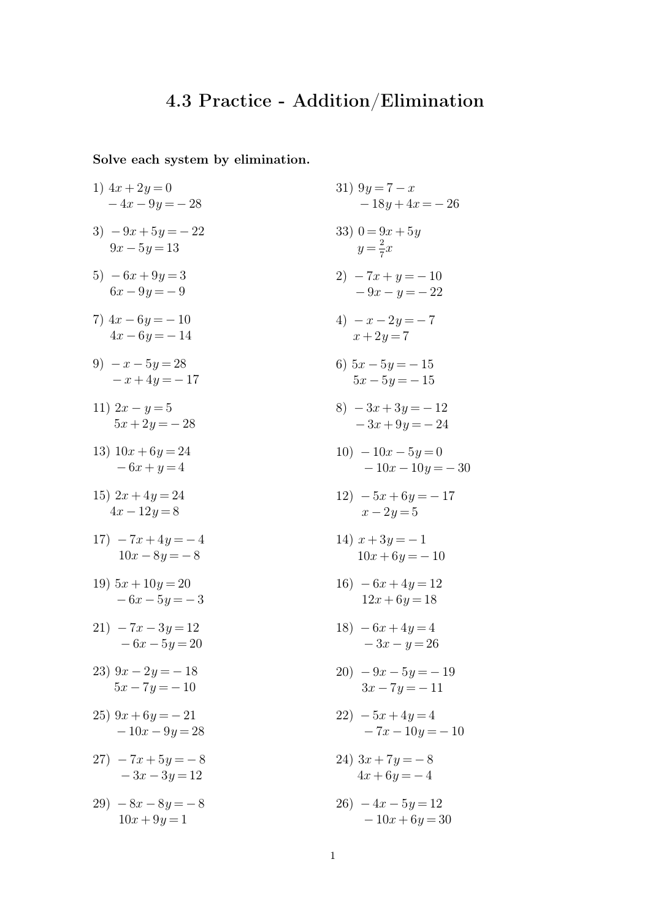# 4.3 Practice - Addition/Elimination

**Solve each system by elimination.**

1) $4x + 2y = 0$
$-4x - 9y = -28$

3) $-9x + 5y = -22$
$9x - 5y = 13$

5) $-6x + 9y = 3$
$6x - 9y = -9$

7) $4x - 6y = -10$
$4x - 6y = -14$

9) $-x - 5y = 28$
$-x + 4y = -17$

11) $2x - y = 5$
$5x + 2y = -28$

13) $10x + 6y = 24$
$-6x + y = 4$

15) $2x + 4y = 24$
$4x - 12y = 8$

17) $-7x + 4y = -4$
$10x - 8y = -8$

19) $5x + 10y = 20$
$-6x - 5y = -3$

21) $-7x - 3y = 12$
$-6x - 5y = 20$

23) $9x - 2y = -18$
$5x - 7y = -10$

25) $9x + 6y = -21$
$-10x - 9y = 28$

27) $-7x + 5y = -8$
$-3x - 3y = 12$

29) $-8x - 8y = -8$
$10x + 9y = 1$

31) $9y = 7 - x$
$-18y + 4x = -26$

33) $0 = 9x + 5y$
$y = \frac{2}{7}x$

2) $-7x + y = -10$
$-9x - y = -22$

4) $-x - 2y = -7$
$x + 2y = 7$

6) $5x - 5y = -15$
$5x - 5y = -15$

8) $-3x + 3y = -12$
$-3x + 9y = -24$

10) $-10x - 5y = 0$
$-10x - 10y = -30$

12) $-5x + 6y = -17$
$x - 2y = 5$

14) $x + 3y = -1$
$10x + 6y = -10$

16) $-6x + 4y = 12$
$12x + 6y = 18$

18) $-6x + 4y = 4$
$-3x - y = 26$

20) $-9x - 5y = -19$
$3x - 7y = -11$

22) $-5x + 4y = 4$
$-7x - 10y = -10$

24) $3x + 7y = -8$
$4x + 6y = -4$

26) $-4x - 5y = 12$
$-10x + 6y = 30$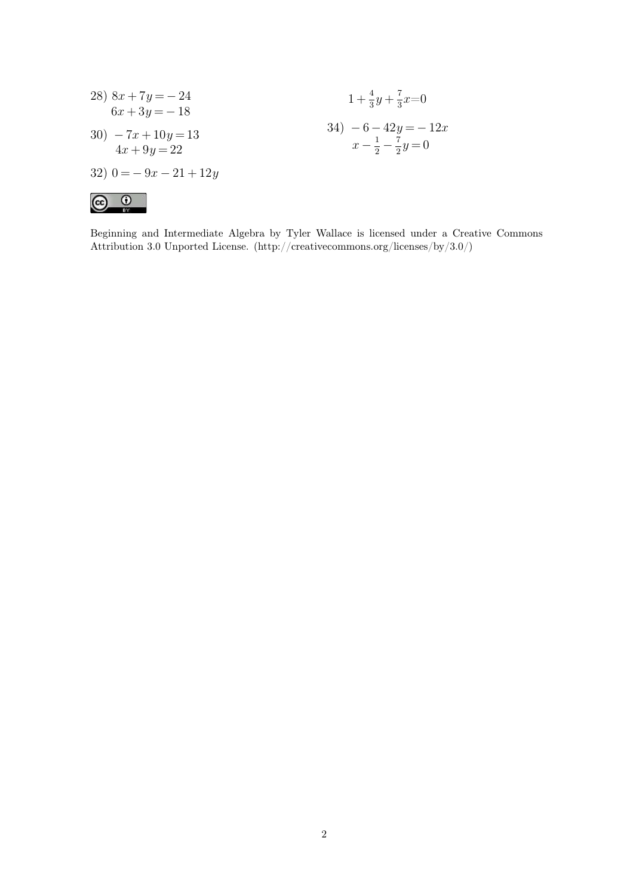28) $8x + 7y = -24$
$6x + 3y = -18$

30) $-7x + 10y = 13$
$4x + 9y = 22$

32) $0 = -9x - 21 + 12y$
$1 + \frac{4}{3}y + \frac{7}{3}x = 0$

34) $-6 - 42y = -12x$
$x - \frac{1}{2} - \frac{7}{2}y = 0$

Beginning and Intermediate Algebra by Tyler Wallace is licensed under a Creative Commons Attribution 3.0 Unported License. (http://creativecommons.org/licenses/by/3.0/)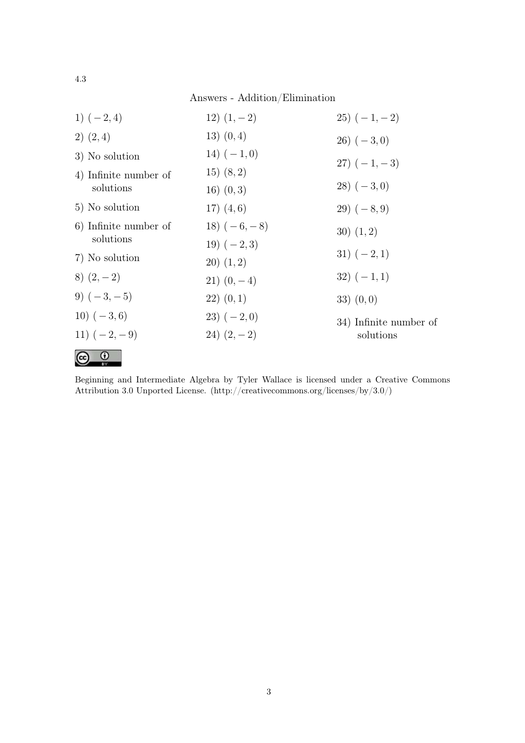4.3

## Answers - Addition/Elimination

1) $(-2, 4)$

2) $(2, 4)$

3) No solution

4) Infinite number of solutions

5) No solution

6) Infinite number of solutions

7) No solution

8) $(2, -2)$

9) $(-3, -5)$

10) $(-3, 6)$

11) $(-2, -9)$

12) $(1, -2)$

13) $(0, 4)$

14) $(-1, 0)$

15) $(8, 2)$

16) $(0, 3)$

17) $(4, 6)$

18) $(-6, -8)$

19) $(-2, 3)$

20) $(1, 2)$

21) $(0, -4)$

22) $(0, 1)$

23) $(-2, 0)$

24) $(2, -2)$

25) $(-1, -2)$

26) $(-3, 0)$

27) $(-1, -3)$

28) $(-3, 0)$

29) $(-8, 9)$

30) $(1, 2)$

31) $(-2, 1)$

32) $(-1, 1)$

33) $(0, 0)$

34) Infinite number of solutions

Beginning and Intermediate Algebra by Tyler Wallace is licensed under a Creative Commons Attribution 3.0 Unported License. (http://creativecommons.org/licenses/by/3.0/)